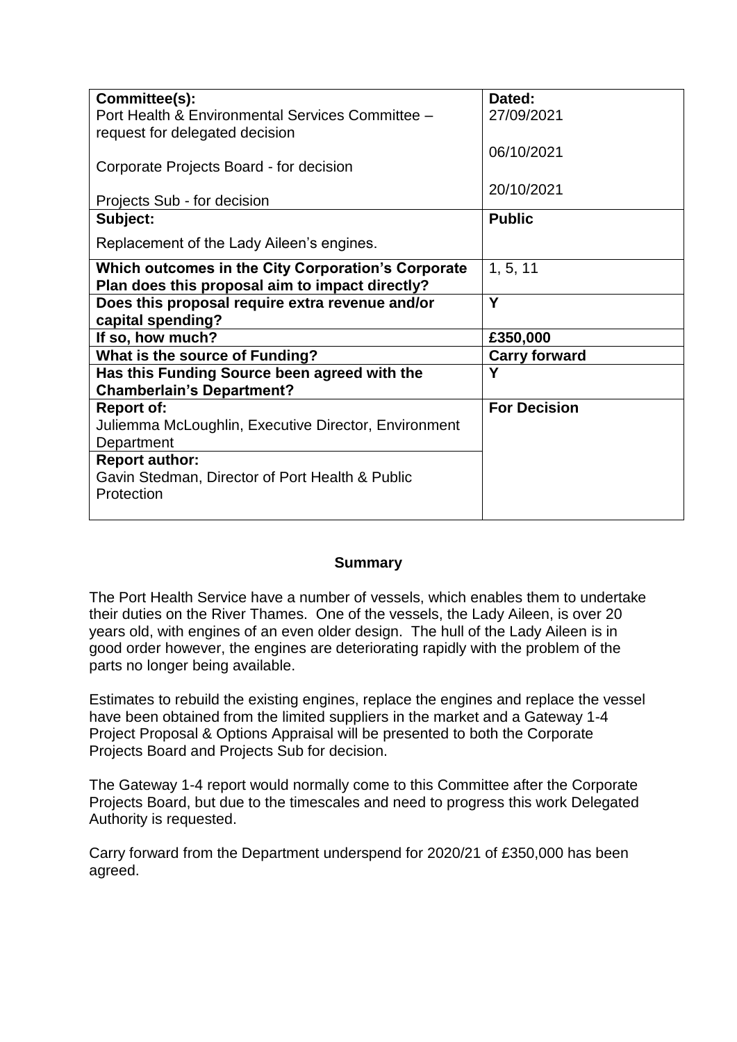| **Committee(s):** | **Dated:** |
|---|---|
| Port Health & Environmental Services Committee – request for delegated decision | 27/09/2021 |
| Corporate Projects Board - for decision | 06/10/2021 |
| Projects Sub - for decision | 20/10/2021 |
| **Subject:** Replacement of the Lady Aileen's engines. | **Public** |
| **Which outcomes in the City Corporation's Corporate Plan does this proposal aim to impact directly?** | 1, 5, 11 |
| **Does this proposal require extra revenue and/or capital spending?** | **Y** |
| **If so, how much?** | **£350,000** |
| **What is the source of Funding?** | **Carry forward** |
| **Has this Funding Source been agreed with the Chamberlain's Department?** | **Y** |
| **Report of:** Juliemma McLoughlin, Executive Director, Environment Department | **For Decision** |
| **Report author:** Gavin Stedman, Director of Port Health & Public Protection | |

## Summary

The Port Health Service have a number of vessels, which enables them to undertake their duties on the River Thames. One of the vessels, the Lady Aileen, is over 20 years old, with engines of an even older design. The hull of the Lady Aileen is in good order however, the engines are deteriorating rapidly with the problem of the parts no longer being available.

Estimates to rebuild the existing engines, replace the engines and replace the vessel have been obtained from the limited suppliers in the market and a Gateway 1-4 Project Proposal & Options Appraisal will be presented to both the Corporate Projects Board and Projects Sub for decision.

The Gateway 1-4 report would normally come to this Committee after the Corporate Projects Board, but due to the timescales and need to progress this work Delegated Authority is requested.

Carry forward from the Department underspend for 2020/21 of £350,000 has been agreed.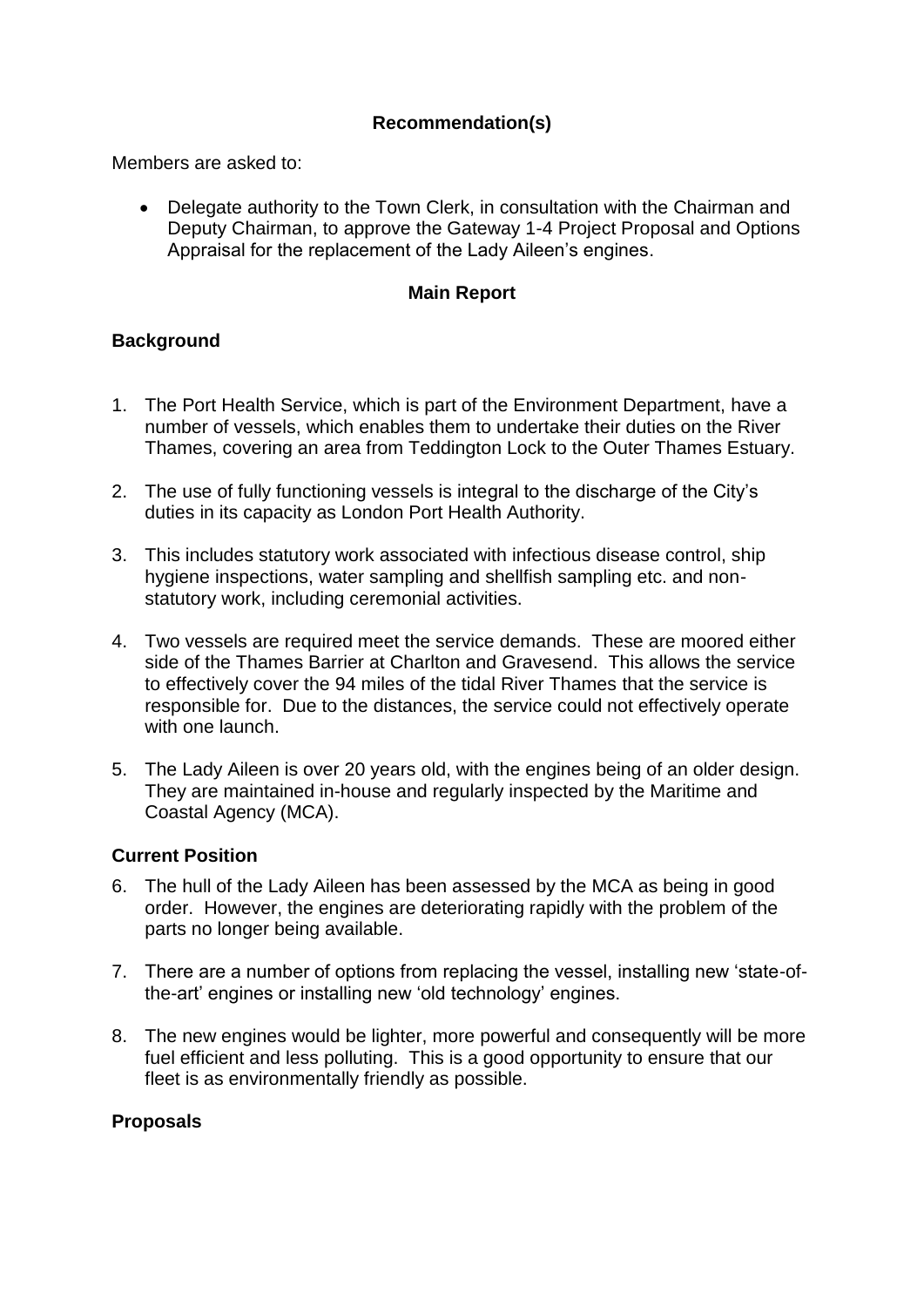## Recommendation(s)

Members are asked to:

- Delegate authority to the Town Clerk, in consultation with the Chairman and Deputy Chairman, to approve the Gateway 1-4 Project Proposal and Options Appraisal for the replacement of the Lady Aileen's engines.

## Main Report

### Background

1. The Port Health Service, which is part of the Environment Department, have a number of vessels, which enables them to undertake their duties on the River Thames, covering an area from Teddington Lock to the Outer Thames Estuary.

2. The use of fully functioning vessels is integral to the discharge of the City's duties in its capacity as London Port Health Authority.

3. This includes statutory work associated with infectious disease control, ship hygiene inspections, water sampling and shellfish sampling etc. and non-statutory work, including ceremonial activities.

4. Two vessels are required meet the service demands. These are moored either side of the Thames Barrier at Charlton and Gravesend. This allows the service to effectively cover the 94 miles of the tidal River Thames that the service is responsible for. Due to the distances, the service could not effectively operate with one launch.

5. The Lady Aileen is over 20 years old, with the engines being of an older design. They are maintained in-house and regularly inspected by the Maritime and Coastal Agency (MCA).

### Current Position

6. The hull of the Lady Aileen has been assessed by the MCA as being in good order. However, the engines are deteriorating rapidly with the problem of the parts no longer being available.

7. There are a number of options from replacing the vessel, installing new 'state-of-the-art' engines or installing new 'old technology' engines.

8. The new engines would be lighter, more powerful and consequently will be more fuel efficient and less polluting. This is a good opportunity to ensure that our fleet is as environmentally friendly as possible.

### Proposals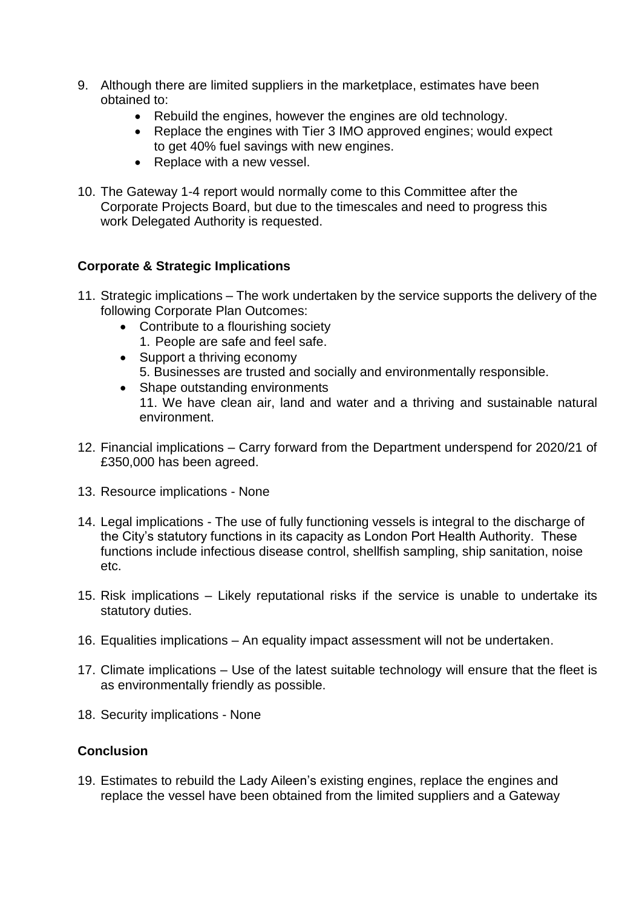9. Although there are limited suppliers in the marketplace, estimates have been obtained to:
   - Rebuild the engines, however the engines are old technology.
   - Replace the engines with Tier 3 IMO approved engines; would expect to get 40% fuel savings with new engines.
   - Replace with a new vessel.

10. The Gateway 1-4 report would normally come to this Committee after the Corporate Projects Board, but due to the timescales and need to progress this work Delegated Authority is requested.

## Corporate & Strategic Implications

11. Strategic implications – The work undertaken by the service supports the delivery of the following Corporate Plan Outcomes:
    - Contribute to a flourishing society
      1. People are safe and feel safe.
    - Support a thriving economy
      5. Businesses are trusted and socially and environmentally responsible.
    - Shape outstanding environments
      11. We have clean air, land and water and a thriving and sustainable natural environment.

12. Financial implications – Carry forward from the Department underspend for 2020/21 of £350,000 has been agreed.

13. Resource implications - None

14. Legal implications - The use of fully functioning vessels is integral to the discharge of the City's statutory functions in its capacity as London Port Health Authority. These functions include infectious disease control, shellfish sampling, ship sanitation, noise etc.

15. Risk implications – Likely reputational risks if the service is unable to undertake its statutory duties.

16. Equalities implications – An equality impact assessment will not be undertaken.

17. Climate implications – Use of the latest suitable technology will ensure that the fleet is as environmentally friendly as possible.

18. Security implications - None

## Conclusion

19. Estimates to rebuild the Lady Aileen's existing engines, replace the engines and replace the vessel have been obtained from the limited suppliers and a Gateway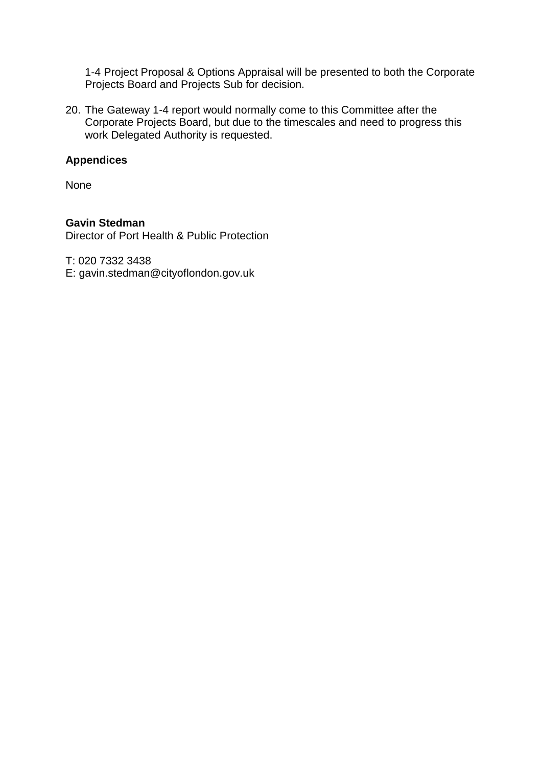1-4 Project Proposal & Options Appraisal will be presented to both the Corporate Projects Board and Projects Sub for decision.

20. The Gateway 1-4 report would normally come to this Committee after the Corporate Projects Board, but due to the timescales and need to progress this work Delegated Authority is requested.

**Appendices**

None

**Gavin Stedman**
Director of Port Health & Public Protection

T: 020 7332 3438
E: gavin.stedman@cityoflondon.gov.uk